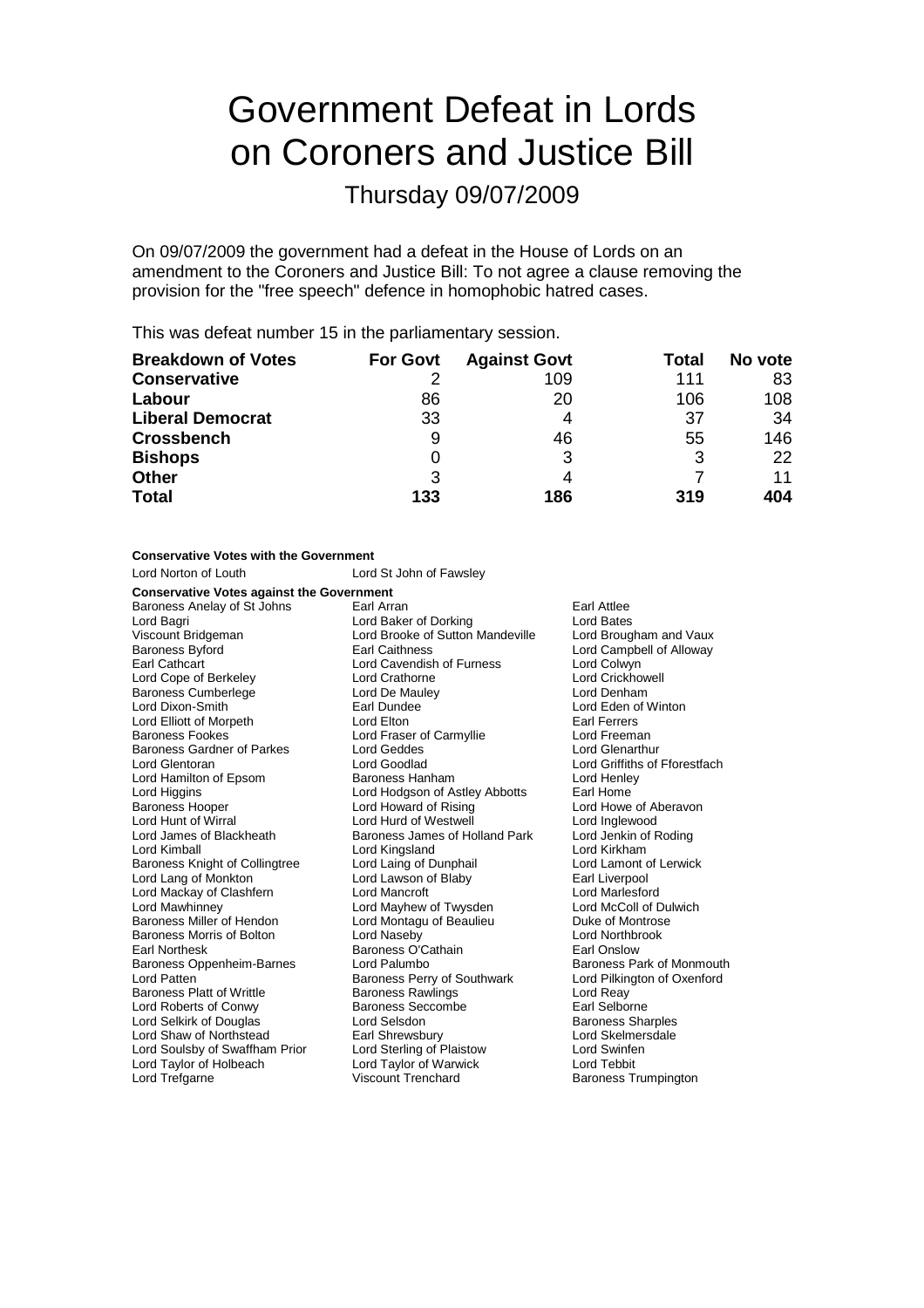# Government Defeat in Lords on Coroners and Justice Bill

## Thursday 09/07/2009

On 09/07/2009 the government had a defeat in the House of Lords on an amendment to the Coroners and Justice Bill: To not agree a clause removing the provision for the "free speech" defence in homophobic hatred cases.

This was defeat number 15 in the parliamentary session.

| Breakdown of Votes | For Govt | Against Govt | Total | No vote |
|---|---|---|---|---|
| **Conservative** | 2 | 109 | 111 | 83 |
| **Labour** | 86 | 20 | 106 | 108 |
| **Liberal Democrat** | 33 | 4 | 37 | 34 |
| **Crossbench** | 9 | 46 | 55 | 146 |
| **Bishops** | 0 | 3 | 3 | 22 |
| **Other** | 3 | 4 | 7 | 11 |
| **Total** | **133** | **186** | **319** | **404** |

**Conservative Votes with the Government**

Lord Norton of Louth
Lord St John of Fawsley

**Conservative Votes against the Government**

Baroness Anelay of St Johns
Earl Arran
Earl Attlee
Lord Bagri
Lord Baker of Dorking
Lord Bates
Viscount Bridgeman
Lord Brooke of Sutton Mandeville
Lord Brougham and Vaux
Baroness Byford
Earl Caithness
Lord Campbell of Alloway
Earl Cathcart
Lord Cavendish of Furness
Lord Colwyn
Lord Cope of Berkeley
Lord Crathorne
Lord Crickhowell
Baroness Cumberlege
Lord De Mauley
Lord Denham
Lord Dixon-Smith
Earl Dundee
Lord Eden of Winton
Lord Elliott of Morpeth
Lord Elton
Earl Ferrers
Baroness Fookes
Lord Fraser of Carmyllie
Lord Freeman
Baroness Gardner of Parkes
Lord Geddes
Lord Glenarthur
Lord Glentoran
Lord Goodlad
Lord Griffiths of Fforestfach
Lord Hamilton of Epsom
Baroness Hanham
Lord Henley
Lord Higgins
Lord Hodgson of Astley Abbotts
Earl Home
Baroness Hooper
Lord Howard of Rising
Lord Howe of Aberavon
Lord Hunt of Wirral
Lord Hurd of Westwell
Lord Inglewood
Lord James of Blackheath
Baroness James of Holland Park
Lord Jenkin of Roding
Lord Kimball
Lord Kingsland
Lord Kirkham
Baroness Knight of Collingtree
Lord Laing of Dunphail
Lord Lamont of Lerwick
Lord Lang of Monkton
Lord Lawson of Blaby
Earl Liverpool
Lord Mackay of Clashfern
Lord Mancroft
Lord Marlesford
Lord Mawhinney
Lord Mayhew of Twysden
Lord McColl of Dulwich
Baroness Miller of Hendon
Lord Montagu of Beaulieu
Duke of Montrose
Baroness Morris of Bolton
Lord Naseby
Lord Northbrook
Earl Northesk
Baroness O'Cathain
Earl Onslow
Baroness Oppenheim-Barnes
Lord Palumbo
Baroness Park of Monmouth
Lord Patten
Baroness Perry of Southwark
Lord Pilkington of Oxenford
Baroness Platt of Writtle
Baroness Rawlings
Lord Reay
Lord Roberts of Conwy
Baroness Seccombe
Earl Selborne
Lord Selkirk of Douglas
Lord Selsdon
Baroness Sharples
Lord Shaw of Northstead
Earl Shrewsbury
Lord Skelmersdale
Lord Soulsby of Swaffham Prior
Lord Sterling of Plaistow
Lord Swinfen
Lord Taylor of Holbeach
Lord Taylor of Warwick
Lord Tebbit
Lord Trefgarne
Viscount Trenchard
Baroness Trumpington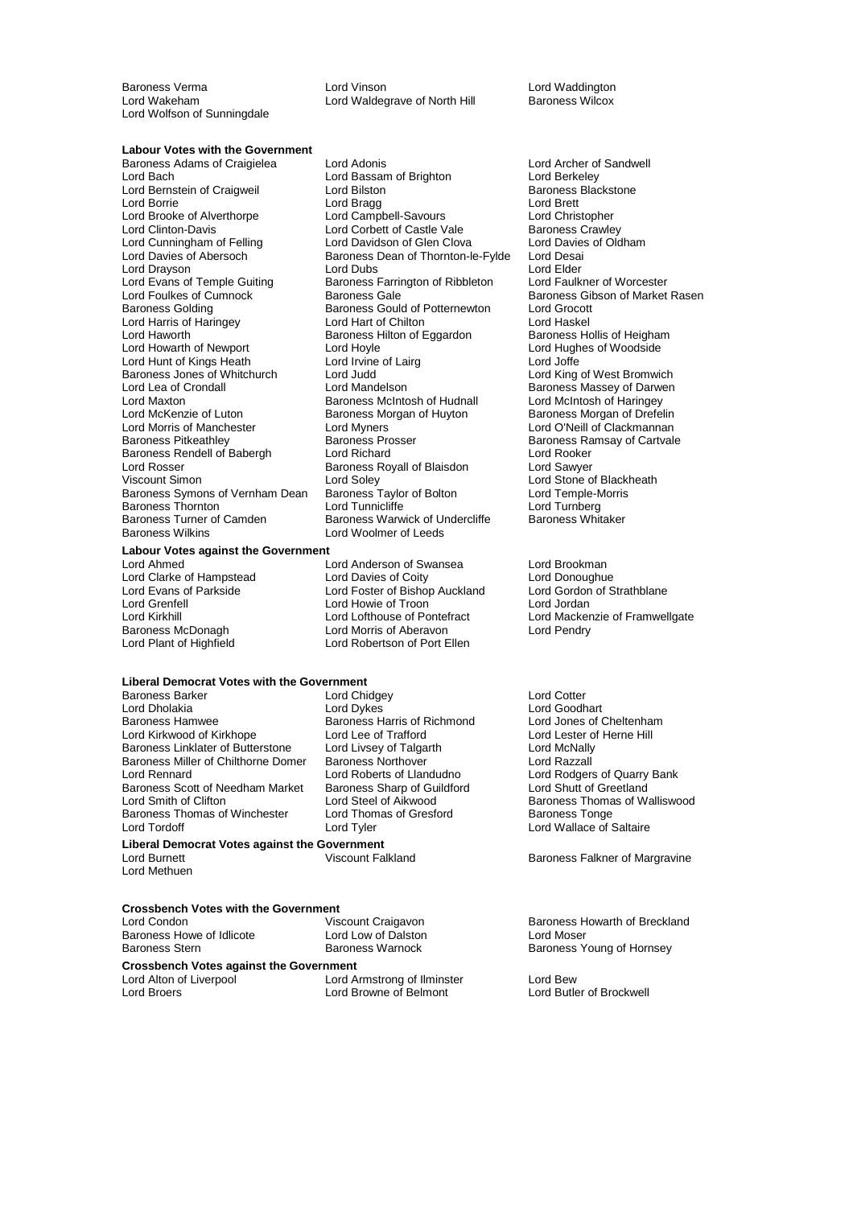Baroness Verma
Lord Vinson
Lord Waddington
Lord Wakeham
Lord Waldegrave of North Hill
Baroness Wilcox
Lord Wolfson of Sunningdale

**Labour Votes with the Government**

Baroness Adams of Craigielea
Lord Adonis
Lord Archer of Sandwell
Lord Bach
Lord Bassam of Brighton
Lord Berkeley
Lord Bernstein of Craigweil
Lord Bilston
Baroness Blackstone
Lord Borrie
Lord Bragg
Lord Brett
Lord Brooke of Alverthorpe
Lord Campbell-Savours
Lord Christopher
Lord Clinton-Davis
Lord Corbett of Castle Vale
Baroness Crawley
Lord Cunningham of Felling
Lord Davidson of Glen Clova
Lord Davies of Oldham
Lord Davies of Abersoch
Baroness Dean of Thornton-le-Fylde
Lord Desai
Lord Drayson
Lord Dubs
Lord Elder
Lord Evans of Temple Guiting
Baroness Farrington of Ribbleton
Lord Faulkner of Worcester
Lord Foulkes of Cumnock
Baroness Gale
Baroness Gibson of Market Rasen
Baroness Golding
Baroness Gould of Potternewton
Lord Grocott
Lord Harris of Haringey
Lord Hart of Chilton
Lord Haskel
Lord Haworth
Baroness Hilton of Eggardon
Baroness Hollis of Heigham
Lord Howarth of Newport
Lord Hoyle
Lord Hughes of Woodside
Lord Hunt of Kings Heath
Lord Irvine of Lairg
Lord Joffe
Baroness Jones of Whitchurch
Lord Judd
Lord King of West Bromwich
Lord Lea of Crondall
Lord Mandelson
Baroness Massey of Darwen
Lord Maxton
Baroness McIntosh of Hudnall
Lord McIntosh of Haringey
Lord McKenzie of Luton
Baroness Morgan of Huyton
Baroness Morgan of Drefelin
Lord Morris of Manchester
Lord Myners
Lord O'Neill of Clackmannan
Baroness Pitkeathley
Baroness Prosser
Baroness Ramsay of Cartvale
Baroness Rendell of Babergh
Lord Richard
Lord Rooker
Lord Rosser
Baroness Royall of Blaisdon
Lord Sawyer
Viscount Simon
Lord Soley
Lord Stone of Blackheath
Baroness Symons of Vernham Dean
Baroness Taylor of Bolton
Lord Temple-Morris
Baroness Thornton
Lord Tunnicliffe
Lord Turnberg
Baroness Turner of Camden
Baroness Warwick of Undercliffe
Baroness Whitaker
Baroness Wilkins
Lord Woolmer of Leeds

**Labour Votes against the Government**

Lord Ahmed
Lord Anderson of Swansea
Lord Brookman
Lord Clarke of Hampstead
Lord Davies of Coity
Lord Donoughue
Lord Evans of Parkside
Lord Foster of Bishop Auckland
Lord Gordon of Strathblane
Lord Grenfell
Lord Howie of Troon
Lord Jordan
Lord Kirkhill
Lord Lofthouse of Pontefract
Lord Mackenzie of Framwellgate
Baroness McDonagh
Lord Morris of Aberavon
Lord Pendry
Lord Plant of Highfield
Lord Robertson of Port Ellen

**Liberal Democrat Votes with the Government**

Baroness Barker
Lord Chidgey
Lord Cotter
Lord Dholakia
Lord Dykes
Lord Goodhart
Baroness Hamwee
Baroness Harris of Richmond
Lord Jones of Cheltenham
Lord Kirkwood of Kirkhope
Lord Lee of Trafford
Lord Lester of Herne Hill
Baroness Linklater of Butterstone
Lord Livsey of Talgarth
Lord McNally
Baroness Miller of Chilthorne Domer
Baroness Northover
Lord Razzall
Lord Rennard
Lord Roberts of Llandudno
Lord Rodgers of Quarry Bank
Baroness Scott of Needham Market
Baroness Sharp of Guildford
Lord Shutt of Greetland
Lord Smith of Clifton
Lord Steel of Aikwood
Baroness Thomas of Walliswood
Baroness Thomas of Winchester
Lord Thomas of Gresford
Baroness Tonge
Lord Tordoff
Lord Tyler
Lord Wallace of Saltaire

**Liberal Democrat Votes against the Government**

Lord Burnett
Viscount Falkland
Baroness Falkner of Margravine
Lord Methuen

**Crossbench Votes with the Government**

Lord Condon
Viscount Craigavon
Baroness Howarth of Breckland
Baroness Howe of Idlicote
Lord Low of Dalston
Lord Moser
Baroness Stern
Baroness Warnock
Baroness Young of Hornsey

**Crossbench Votes against the Government**

Lord Alton of Liverpool
Lord Armstrong of Ilminster
Lord Bew
Lord Broers
Lord Browne of Belmont
Lord Butler of Brockwell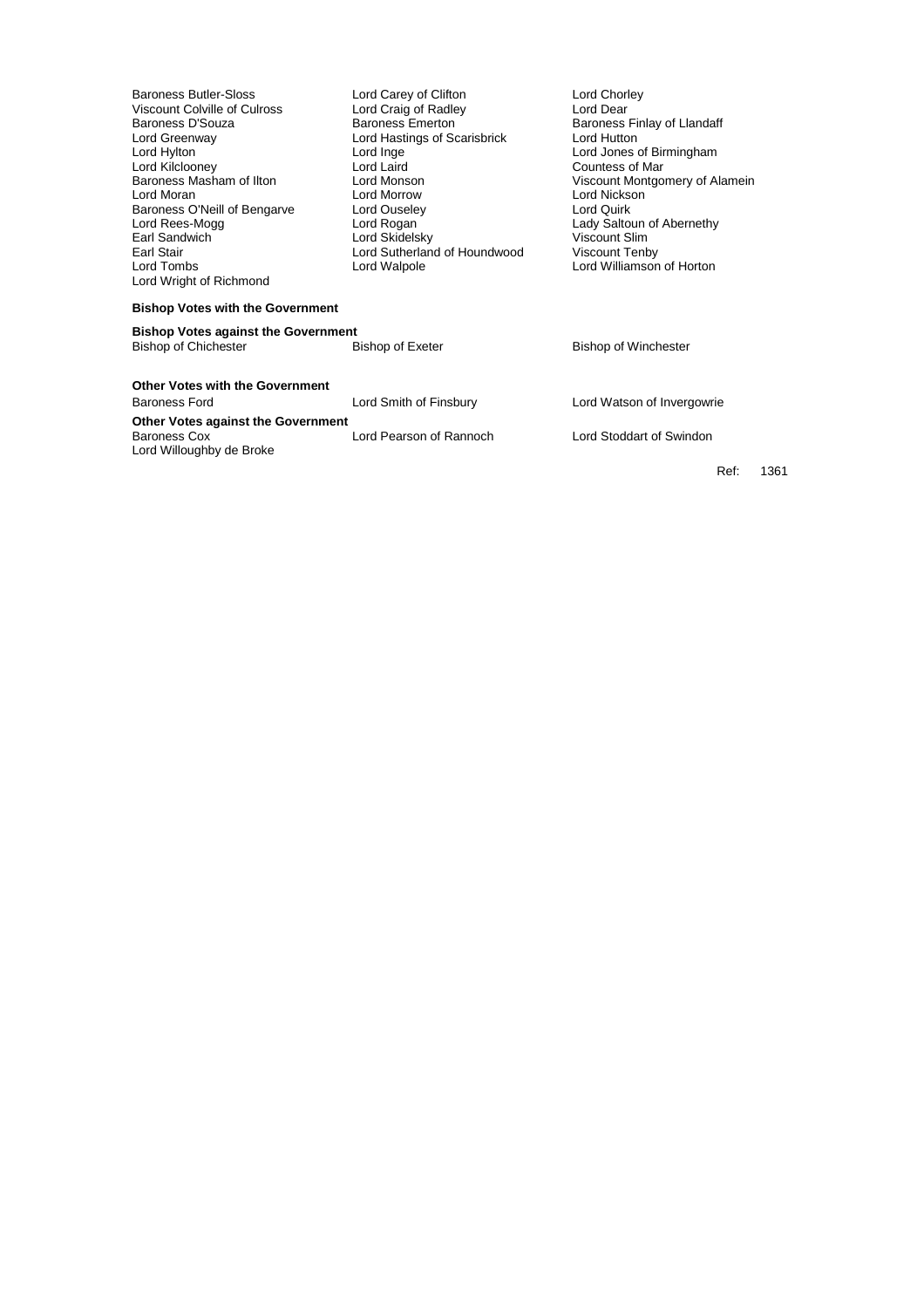Baroness Butler-Sloss
Viscount Colville of Culross
Baroness D'Souza
Lord Greenway
Lord Hylton
Lord Kilclooney
Baroness Masham of Ilton
Lord Moran
Baroness O'Neill of Bengarve
Lord Rees-Mogg
Earl Sandwich
Earl Stair
Lord Tombs
Lord Wright of Richmond
Lord Carey of Clifton
Lord Craig of Radley
Baroness Emerton
Lord Hastings of Scarisbrick
Lord Inge
Lord Laird
Lord Monson
Lord Morrow
Lord Ouseley
Lord Rogan
Lord Skidelsky
Lord Sutherland of Houndwood
Lord Walpole
Lord Chorley
Lord Dear
Baroness Finlay of Llandaff
Lord Hutton
Lord Jones of Birmingham
Countess of Mar
Viscount Montgomery of Alamein
Lord Nickson
Lord Quirk
Lady Saltoun of Abernethy
Viscount Slim
Viscount Tenby
Lord Williamson of Horton

**Bishop Votes with the Government**

**Bishop Votes against the Government**

Bishop of Chichester
Bishop of Exeter
Bishop of Winchester

**Other Votes with the Government**

Baroness Ford
Lord Smith of Finsbury
Lord Watson of Invergowrie

**Other Votes against the Government**

Baroness Cox
Lord Willoughby de Broke
Lord Pearson of Rannoch
Lord Stoddart of Swindon

Ref: 1361